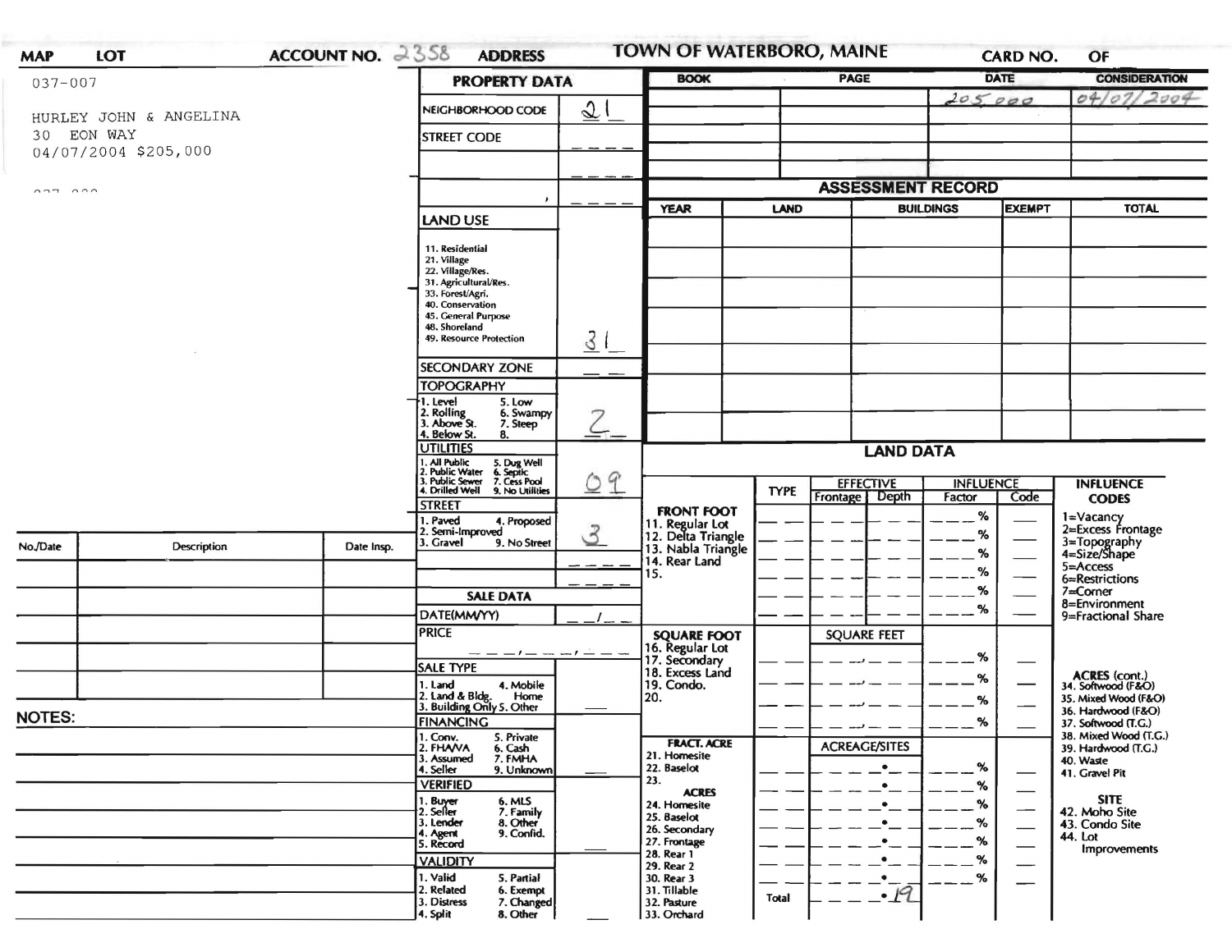MAP LOT ACCOUNT NO. 2358 ADDRESS **TOWN OF WATERBORO, MAINE** CARD NO. OF

037-007

HURLEY JOHN & ANGELINA
30 EON WAY
04/07/2004 $205,000

## PROPERTY DATA

| | |
|---|---|
| NEIGHBORHOOD CODE | 21 |
| STREET CODE | |
| LAND USE (11. Residential, 21. Village, 22. Village/Res., 31. Agricultural/Res., 33. Forest/Agri., 40. Conservation, 45. General Purpose, 48. Shoreland, 49. Resource Protection) | 31 |
| SECONDARY ZONE | |
| TOPOGRAPHY (1. Level, 2. Rolling, 3. Above St., 4. Below St., 5. Low, 6. Swampy, 7. Steep, 8.) | 2 |
| UTILITIES (1. All Public, 2. Public Water, 3. Public Sewer, 4. Drilled Well, 5. Dug Well, 6. Septic, 7. Cess Pool, 9. No Utilities) | 09 |
| STREET (1. Paved, 2. Semi-Improved, 3. Gravel, 4. Proposed, 9. No Street) | 3 |

## SALE DATA

| | |
|---|---|
| DATE(MM/YY) | |
| PRICE | |
| SALE TYPE (1. Land, 2. Land & Bldg., 3. Building Only, 4. Mobile Home, 5. Other) | |
| FINANCING (1. Conv., 2. FHA/VA, 3. Assumed, 4. Seller, 5. Private, 6. Cash, 7. FMHA, 9. Unknown) | |
| VERIFIED (1. Buyer, 2. Seller, 3. Lender, 4. Agent, 5. Record, 6. MLS, 7. Family, 8. Other, 9. Confid.) | |
| VALIDITY (1. Valid, 2. Related, 3. Distress, 4. Split, 5. Partial, 6. Exempt, 7. Changed, 8. Other) | |

| BOOK | PAGE | DATE | CONSIDERATION |
|---|---|---|---|
| | | 205000 | 04/07/2004 |
| | | | |
| | | | |
| | | | |
| | | | |

## ASSESSMENT RECORD

| YEAR | LAND | BUILDINGS | EXEMPT | TOTAL |
|---|---|---|---|---|
| | | | | |
| | | | | |
| | | | | |
| | | | | |
| | | | | |
| | | | | |
| | | | | |

## LAND DATA

| | TYPE | EFFECTIVE Frontage | EFFECTIVE Depth | INFLUENCE Factor | INFLUENCE Code |
|---|---|---|---|---|---|
| FRONT FOOT: 11. Regular Lot, 12. Delta Triangle, 13. Nabla Triangle, 14. Rear Land, 15. | | | | % | |
| SQUARE FOOT: 16. Regular Lot, 17. Secondary, 18. Excess Land, 19. Condo., 20. | | SQUARE FEET | | % | |
| FRACT. ACRE: 21. Homesite, 22. Baselot, 23. ACRES: 24. Homesite, 25. Baselot, 26. Secondary, 27. Frontage, 28. Rear 1, 29. Rear 2, 30. Rear 3, 31. Tillable, 32. Pasture, 33. Orchard | | ACREAGE/SITES | | % | |
| | Total | .19 | | | |

**INFLUENCE CODES**
1=Vacancy
2=Excess Frontage
3=Topography
4=Size/Shape
5=Access
6=Restrictions
7=Corner
8=Environment
9=Fractional Share

**ACRES (cont.)**
34. Softwood (F&O)
35. Mixed Wood (F&O)
36. Hardwood (F&O)
37. Softwood (T.G.)
38. Mixed Wood (T.G.)
39. Hardwood (T.G.)
40. Waste
41. Gravel Pit

**SITE**
42. Moho Site
43. Condo Site
44. Lot Improvements

| No./Date | Description | Date Insp. |
|---|---|---|
| | | |
| | | |
| | | |
| | | |
| | | |
| | | |

NOTES: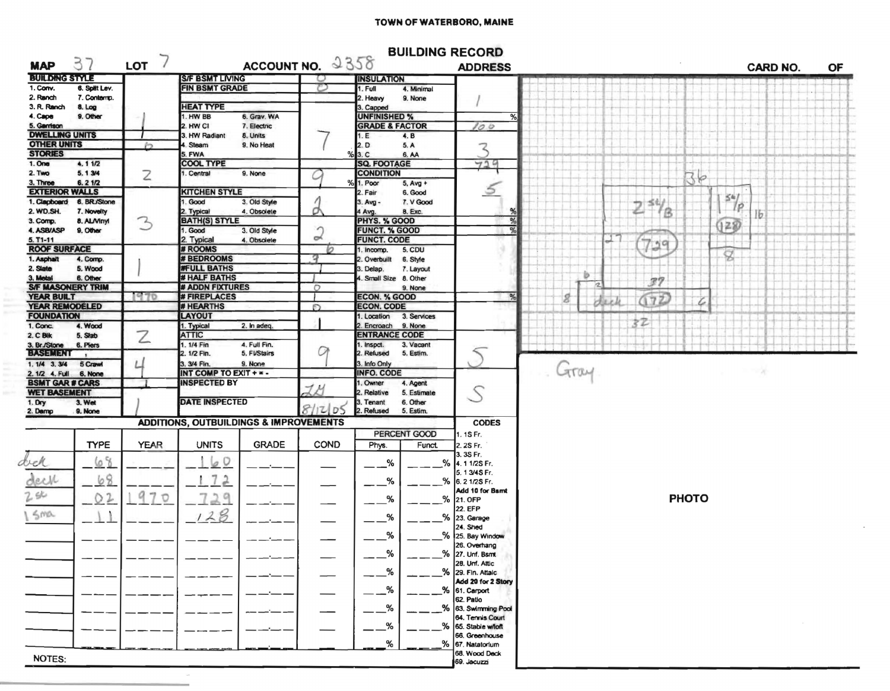**TOWN OF WATERBORO, MAINE**

## BUILDING RECORD

**MAP** 37 **LOT** 7 **ACCOUNT NO.** 2358 **ADDRESS** **CARD NO.** **OF**

| | | | | | |
|---|---|---|---|---|---|
| **BUILDING STYLE** 1. Conv. 2. Ranch 3. R. Ranch 4. Cape 5. Garrison 6. Split Lev. 7. Contemp. 8. Log 9. Other | 1 | **S/F BSMT LIVING** | 0 | **INSULATION** 1. Full 2. Heavy 3. Capped 4. Minimal 9. None | 1 |
| **DWELLING UNITS** | 1 | **FIN BSMT GRADE** | 0 | | |
| **OTHER UNITS** | 0 | **HEAT TYPE** 1. HW BB 2. HW CI 3. HW Radiant 4. Steam 5. FWA 6. Grav. WA 7. Electric 8. Units 9. No Heat | 7 % | **UNFINISHED %** | % |
| **STORIES** 1. One 2. Two 3. Three 4. 1 1/2 5. 1 3/4 6. 2 1/2 | 2 | | | **GRADE & FACTOR** 1. E 2. D 3. C 4. B 5. A 6. AA | 100 / 3 |
| **EXTERIOR WALLS** 1. Clapboard 2. WD.SH. 3. Comp. 4. ASB/ASP 5. T1-11 6. BR./Stone 7. Novelty 8. AL/Vinyl 9. Other | 3 | **COOL TYPE** 1. Central 9. None | 9 % | **SQ. FOOTAGE** | 729 |
| | | **KITCHEN STYLE** 1. Good 2. Typical 3. Old Style 4. Obsolete | 2 | **CONDITION** 1. Poor 2. Fair 3. Avg - 4 Avg. 5. Avg + 6. Good 7. V Good 8. Exc. | 5 |
| **ROOF SURFACE** 1. Asphalt 2. Slate 3. Metal 4. Comp. 5. Wood 6. Other | 1 | **BATH(S) STYLE** 1. Good 2. Typical 3. Old Style 4. Obsolete | 2 | **PHYS. % GOOD** | % |
| | | | | **FUNCT. % GOOD** | % |
| | | **# ROOMS** | 6 | **FUNCT. CODE** 1. Incomp. 2. Overbuilt 3. Delap. 4. Small Size 5. CDU 6. Style 7. Layout 8. Other 9. None | |
| | | **# BEDROOMS** | 3 | | |
| | | **#FULL BATHS** | 1 | | |
| | | **# HALF BATHS** | 1 | | |
| **S/F MASONRY TRIM** | | **# ADDN FIXTURES** | 0 | | |
| **YEAR BUILT** | 1970 | **# FIREPLACES** | 1 | **ECON. % GOOD** | % |
| **YEAR REMODELED** | | **# HEARTHS** | 0 | **ECON. CODE** 1. Location 2. Encroach 3. Services 9. None | |
| **FOUNDATION** 1. Conc. 2. C Blk 3. Br./Stone 4. Wood 5. Slab 6. Piers | 2 | **LAYOUT** 1. Typical 2. In adeq. | 1 | | |
| **BASEMENT** 1. 1/4 2. 1/2 3. 3/4 4. Full 5 Crawl 6. None | 4 | **ATTIC** 1. 1/4 Fin 2. 1/2 Fin. 3. 3/4 Fin. 4. Full Fin. 5. Fl/Stairs 9. None | 9 | **ENTRANCE CODE** 1. Inspct. 2. Refused 3. Info Only 3. Vacant 5. Estim. | 5 |
| **BSMT GAR # CARS** | 1 | **INT COMP TO EXIT + = -** | | **INFO. CODE** 1. Owner 2. Relative 3. Tenant 4. Agent 5. Estimate 6. Other | 5 |
| **WET BASEMENT** 1. Dry 2. Damp 3. Wet 9. None | 1 | **INSPECTED BY** | ZH | | |
| | | **DATE INSPECTED** | 8/12/05 | 2. Refused 5. Estim. | |

Sketch: 36, 2 S/B, 27, (729), 1 S/P, 16, (128), 8, 6, 2, 37, 8, deck, (172), 6, 32

Gray

### ADDITIONS, OUTBUILDINGS & IMPROVEMENTS

| | TYPE | YEAR | UNITS | GRADE | COND | PERCENT GOOD Phys. | Funct. |
|---|---|---|---|---|---|---|---|
| deck | 68 | | 160 | | | % | % |
| deck | 68 | | 172 | | | % | % |
| 2 st | 02 | 1970 | 729 | | | % | % |
| 1 sma | 11 | | 128 | | | % | % |
| | | | | | | % | % |
| | | | | | | % | % |
| | | | | | | % | % |
| | | | | | | % | % |
| | | | | | | % | % |
| | | | | | | % | % |
| | | | | | | % | % |

**CODES**
1. 1S Fr.
2. 2S Fr.
3. 3S Fr.
4. 1 1/2S Fr.
5. 1 3/4S Fr.
6. 2 1/2S Fr.
Add 10 for Bsmt
21. OFP
22. EFP
23. Garage
24. Shed
25. Bay Window
26. Overhang
27. Unf. Bsmt
28. Unf. Attic
29. Fin. Attaic
Add 20 for 2 Story
61. Carport
62. Patio
63. Swimming Pool
64. Tennis Court
65. Stable w/loft
66. Greenhouse
67. Natatorium
68. Wood Deck
69. Jacuzzi

**PHOTO**

NOTES: